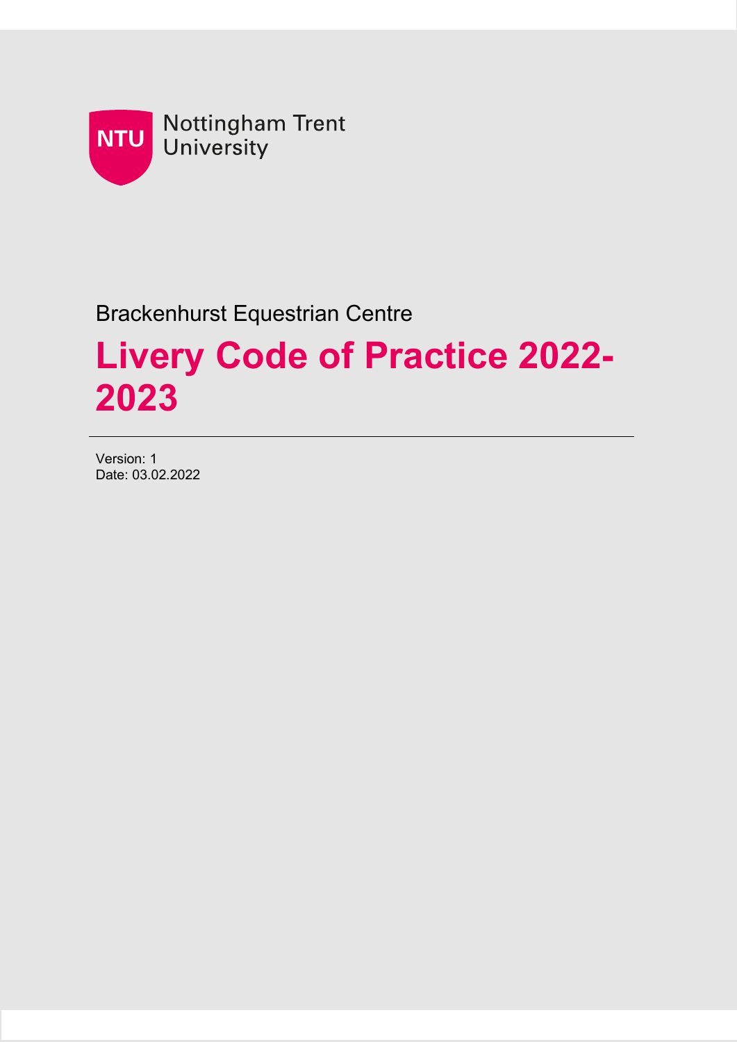Nottingham Trent University

Brackenhurst Equestrian Centre

# Livery Code of Practice 2022-2023

Version: 1
Date: 03.02.2022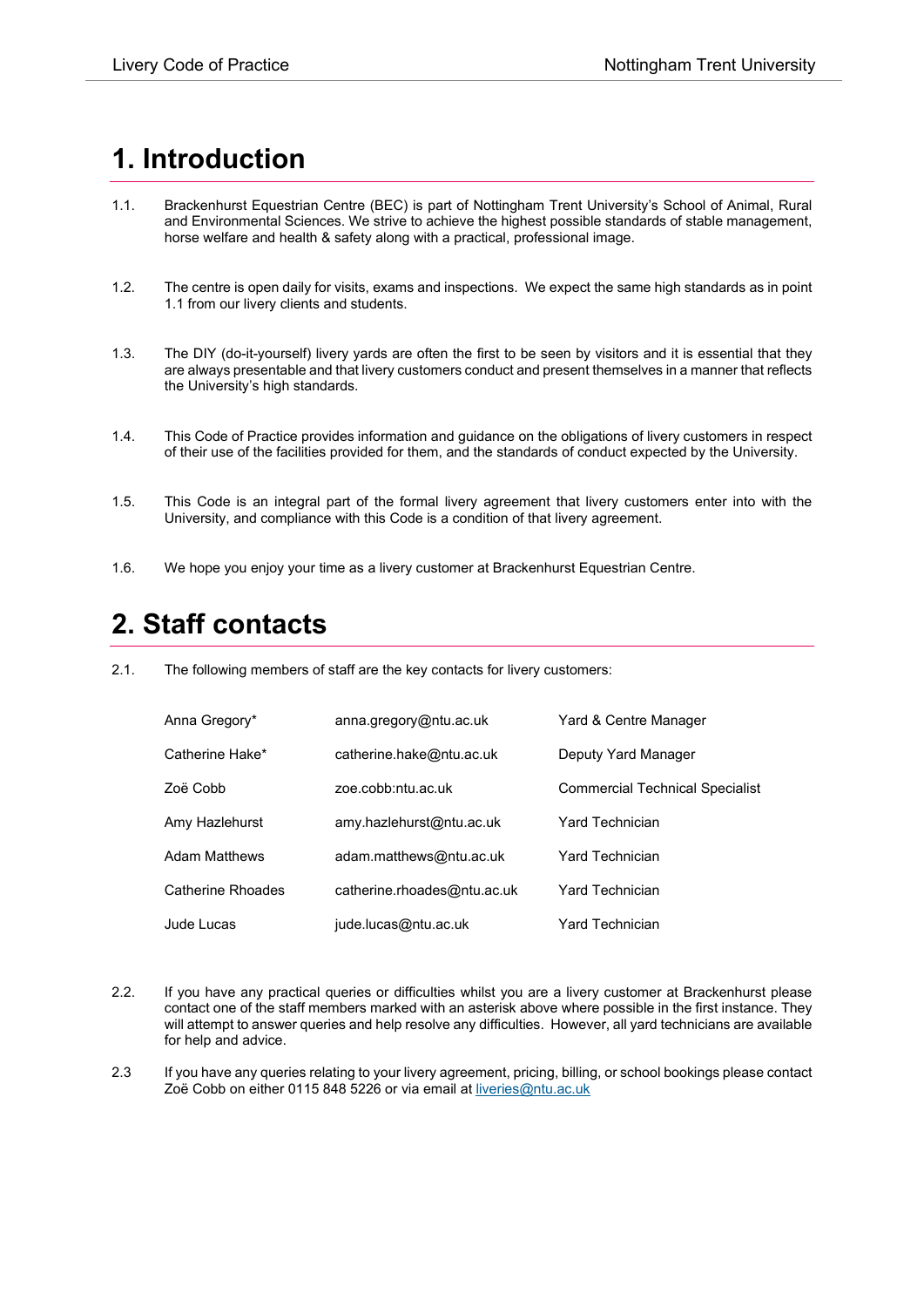# 1. Introduction

1.1. Brackenhurst Equestrian Centre (BEC) is part of Nottingham Trent University's School of Animal, Rural and Environmental Sciences. We strive to achieve the highest possible standards of stable management, horse welfare and health & safety along with a practical, professional image.

1.2. The centre is open daily for visits, exams and inspections. We expect the same high standards as in point 1.1 from our livery clients and students.

1.3. The DIY (do-it-yourself) livery yards are often the first to be seen by visitors and it is essential that they are always presentable and that livery customers conduct and present themselves in a manner that reflects the University's high standards.

1.4. This Code of Practice provides information and guidance on the obligations of livery customers in respect of their use of the facilities provided for them, and the standards of conduct expected by the University.

1.5. This Code is an integral part of the formal livery agreement that livery customers enter into with the University, and compliance with this Code is a condition of that livery agreement.

1.6. We hope you enjoy your time as a livery customer at Brackenhurst Equestrian Centre.

# 2. Staff contacts

2.1. The following members of staff are the key contacts for livery customers:

| | | |
|---|---|---|
| Anna Gregory* | anna.gregory@ntu.ac.uk | Yard & Centre Manager |
| Catherine Hake* | catherine.hake@ntu.ac.uk | Deputy Yard Manager |
| Zoë Cobb | zoe.cobb:ntu.ac.uk | Commercial Technical Specialist |
| Amy Hazlehurst | amy.hazlehurst@ntu.ac.uk | Yard Technician |
| Adam Matthews | adam.matthews@ntu.ac.uk | Yard Technician |
| Catherine Rhoades | catherine.rhoades@ntu.ac.uk | Yard Technician |
| Jude Lucas | jude.lucas@ntu.ac.uk | Yard Technician |

2.2. If you have any practical queries or difficulties whilst you are a livery customer at Brackenhurst please contact one of the staff members marked with an asterisk above where possible in the first instance. They will attempt to answer queries and help resolve any difficulties. However, all yard technicians are available for help and advice.

2.3 If you have any queries relating to your livery agreement, pricing, billing, or school bookings please contact Zoë Cobb on either 0115 848 5226 or via email at liveries@ntu.ac.uk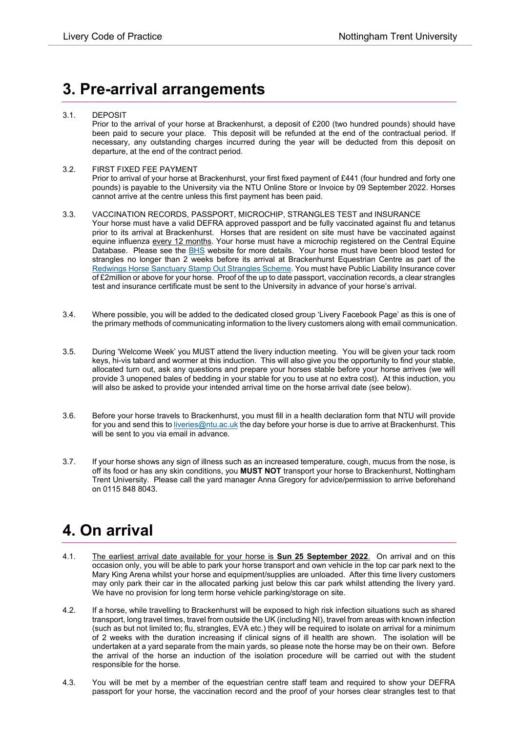# 3. Pre-arrival arrangements

3.1. DEPOSIT

Prior to the arrival of your horse at Brackenhurst, a deposit of £200 (two hundred pounds) should have been paid to secure your place. This deposit will be refunded at the end of the contractual period. If necessary, any outstanding charges incurred during the year will be deducted from this deposit on departure, at the end of the contract period.

3.2. FIRST FIXED FEE PAYMENT

Prior to arrival of your horse at Brackenhurst, your first fixed payment of £441 (four hundred and forty one pounds) is payable to the University via the NTU Online Store or Invoice by 09 September 2022. Horses cannot arrive at the centre unless this first payment has been paid.

3.3. VACCINATION RECORDS, PASSPORT, MICROCHIP, STRANGLES TEST and INSURANCE

Your horse must have a valid DEFRA approved passport and be fully vaccinated against flu and tetanus prior to its arrival at Brackenhurst. Horses that are resident on site must have be vaccinated against equine influenza every 12 months. Your horse must have a microchip registered on the Central Equine Database. Please see the BHS website for more details. Your horse must have been blood tested for strangles no longer than 2 weeks before its arrival at Brackenhurst Equestrian Centre as part of the Redwings Horse Sanctuary Stamp Out Strangles Scheme. You must have Public Liability Insurance cover of £2million or above for your horse. Proof of the up to date passport, vaccination records, a clear strangles test and insurance certificate must be sent to the University in advance of your horse's arrival.

3.4. Where possible, you will be added to the dedicated closed group 'Livery Facebook Page' as this is one of the primary methods of communicating information to the livery customers along with email communication.

3.5. During 'Welcome Week' you MUST attend the livery induction meeting. You will be given your tack room keys, hi-vis tabard and wormer at this induction. This will also give you the opportunity to find your stable, allocated turn out, ask any questions and prepare your horses stable before your horse arrives (we will provide 3 unopened bales of bedding in your stable for you to use at no extra cost). At this induction, you will also be asked to provide your intended arrival time on the horse arrival date (see below).

3.6. Before your horse travels to Brackenhurst, you must fill in a health declaration form that NTU will provide for you and send this to liveries@ntu.ac.uk the day before your horse is due to arrive at Brackenhurst. This will be sent to you via email in advance.

3.7. If your horse shows any sign of illness such as an increased temperature, cough, mucus from the nose, is off its food or has any skin conditions, you **MUST NOT** transport your horse to Brackenhurst, Nottingham Trent University. Please call the yard manager Anna Gregory for advice/permission to arrive beforehand on 0115 848 8043.

# 4. On arrival

4.1. The earliest arrival date available for your horse is **Sun 25 September 2022**. On arrival and on this occasion only, you will be able to park your horse transport and own vehicle in the top car park next to the Mary King Arena whilst your horse and equipment/supplies are unloaded. After this time livery customers may only park their car in the allocated parking just below this car park whilst attending the livery yard. We have no provision for long term horse vehicle parking/storage on site.

4.2. If a horse, while travelling to Brackenhurst will be exposed to high risk infection situations such as shared transport, long travel times, travel from outside the UK (including NI), travel from areas with known infection (such as but not limited to; flu, strangles, EVA etc.) they will be required to isolate on arrival for a minimum of 2 weeks with the duration increasing if clinical signs of ill health are shown. The isolation will be undertaken at a yard separate from the main yards, so please note the horse may be on their own. Before the arrival of the horse an induction of the isolation procedure will be carried out with the student responsible for the horse.

4.3. You will be met by a member of the equestrian centre staff team and required to show your DEFRA passport for your horse, the vaccination record and the proof of your horses clear strangles test to that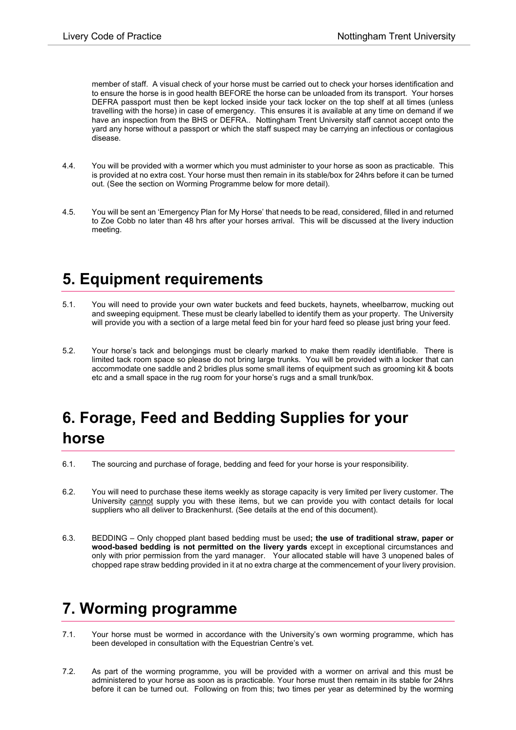member of staff. A visual check of your horse must be carried out to check your horses identification and to ensure the horse is in good health BEFORE the horse can be unloaded from its transport. Your horses DEFRA passport must then be kept locked inside your tack locker on the top shelf at all times (unless travelling with the horse) in case of emergency. This ensures it is available at any time on demand if we have an inspection from the BHS or DEFRA.. Nottingham Trent University staff cannot accept onto the yard any horse without a passport or which the staff suspect may be carrying an infectious or contagious disease.

4.4. You will be provided with a wormer which you must administer to your horse as soon as practicable. This is provided at no extra cost. Your horse must then remain in its stable/box for 24hrs before it can be turned out. (See the section on Worming Programme below for more detail).

4.5. You will be sent an 'Emergency Plan for My Horse' that needs to be read, considered, filled in and returned to Zoe Cobb no later than 48 hrs after your horses arrival. This will be discussed at the livery induction meeting.

# 5. Equipment requirements

5.1. You will need to provide your own water buckets and feed buckets, haynets, wheelbarrow, mucking out and sweeping equipment. These must be clearly labelled to identify them as your property. The University will provide you with a section of a large metal feed bin for your hard feed so please just bring your feed.

5.2. Your horse's tack and belongings must be clearly marked to make them readily identifiable. There is limited tack room space so please do not bring large trunks. You will be provided with a locker that can accommodate one saddle and 2 bridles plus some small items of equipment such as grooming kit & boots etc and a small space in the rug room for your horse's rugs and a small trunk/box.

# 6. Forage, Feed and Bedding Supplies for your horse

6.1. The sourcing and purchase of forage, bedding and feed for your horse is your responsibility.

6.2. You will need to purchase these items weekly as storage capacity is very limited per livery customer. The University cannot supply you with these items, but we can provide you with contact details for local suppliers who all deliver to Brackenhurst. (See details at the end of this document).

6.3. BEDDING – Only chopped plant based bedding must be used**; the use of traditional straw, paper or wood-based bedding is not permitted on the livery yards** except in exceptional circumstances and only with prior permission from the yard manager. Your allocated stable will have 3 unopened bales of chopped rape straw bedding provided in it at no extra charge at the commencement of your livery provision.

# 7. Worming programme

7.1. Your horse must be wormed in accordance with the University's own worming programme, which has been developed in consultation with the Equestrian Centre's vet.

7.2. As part of the worming programme, you will be provided with a wormer on arrival and this must be administered to your horse as soon as is practicable. Your horse must then remain in its stable for 24hrs before it can be turned out. Following on from this; two times per year as determined by the worming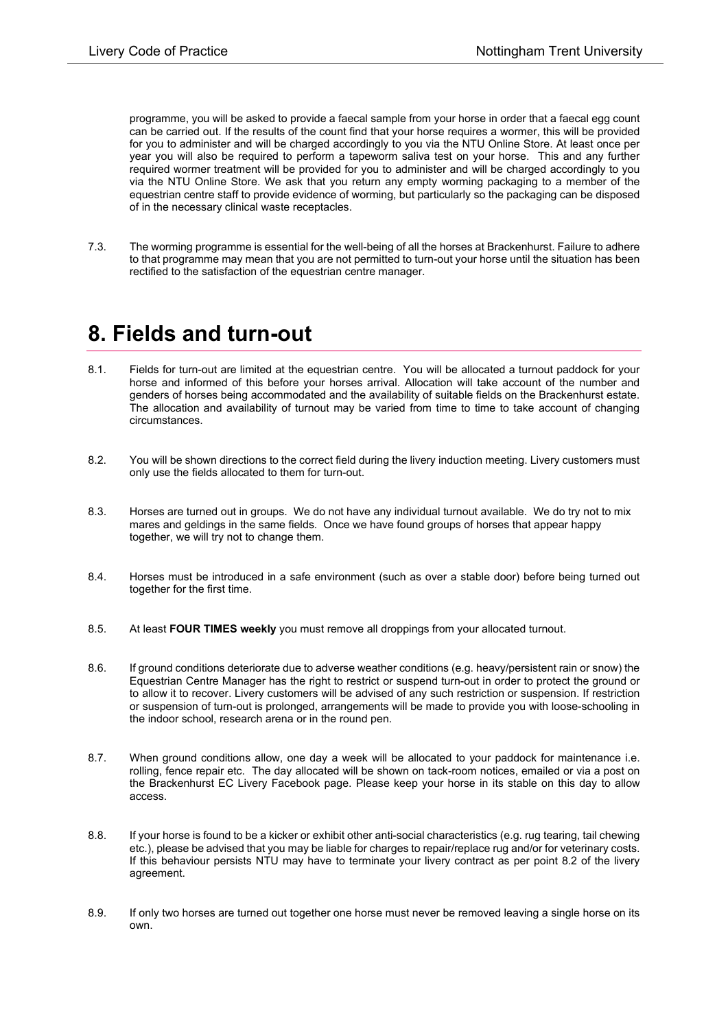programme, you will be asked to provide a faecal sample from your horse in order that a faecal egg count can be carried out. If the results of the count find that your horse requires a wormer, this will be provided for you to administer and will be charged accordingly to you via the NTU Online Store. At least once per year you will also be required to perform a tapeworm saliva test on your horse. This and any further required wormer treatment will be provided for you to administer and will be charged accordingly to you via the NTU Online Store. We ask that you return any empty worming packaging to a member of the equestrian centre staff to provide evidence of worming, but particularly so the packaging can be disposed of in the necessary clinical waste receptacles.

7.3. The worming programme is essential for the well-being of all the horses at Brackenhurst. Failure to adhere to that programme may mean that you are not permitted to turn-out your horse until the situation has been rectified to the satisfaction of the equestrian centre manager.

# 8. Fields and turn-out

8.1. Fields for turn-out are limited at the equestrian centre. You will be allocated a turnout paddock for your horse and informed of this before your horses arrival. Allocation will take account of the number and genders of horses being accommodated and the availability of suitable fields on the Brackenhurst estate. The allocation and availability of turnout may be varied from time to time to take account of changing circumstances.

8.2. You will be shown directions to the correct field during the livery induction meeting. Livery customers must only use the fields allocated to them for turn-out.

8.3. Horses are turned out in groups. We do not have any individual turnout available. We do try not to mix mares and geldings in the same fields. Once we have found groups of horses that appear happy together, we will try not to change them.

8.4. Horses must be introduced in a safe environment (such as over a stable door) before being turned out together for the first time.

8.5. At least **FOUR TIMES weekly** you must remove all droppings from your allocated turnout.

8.6. If ground conditions deteriorate due to adverse weather conditions (e.g. heavy/persistent rain or snow) the Equestrian Centre Manager has the right to restrict or suspend turn-out in order to protect the ground or to allow it to recover. Livery customers will be advised of any such restriction or suspension. If restriction or suspension of turn-out is prolonged, arrangements will be made to provide you with loose-schooling in the indoor school, research arena or in the round pen.

8.7. When ground conditions allow, one day a week will be allocated to your paddock for maintenance i.e. rolling, fence repair etc. The day allocated will be shown on tack-room notices, emailed or via a post on the Brackenhurst EC Livery Facebook page. Please keep your horse in its stable on this day to allow access.

8.8. If your horse is found to be a kicker or exhibit other anti-social characteristics (e.g. rug tearing, tail chewing etc.), please be advised that you may be liable for charges to repair/replace rug and/or for veterinary costs. If this behaviour persists NTU may have to terminate your livery contract as per point 8.2 of the livery agreement.

8.9. If only two horses are turned out together one horse must never be removed leaving a single horse on its own.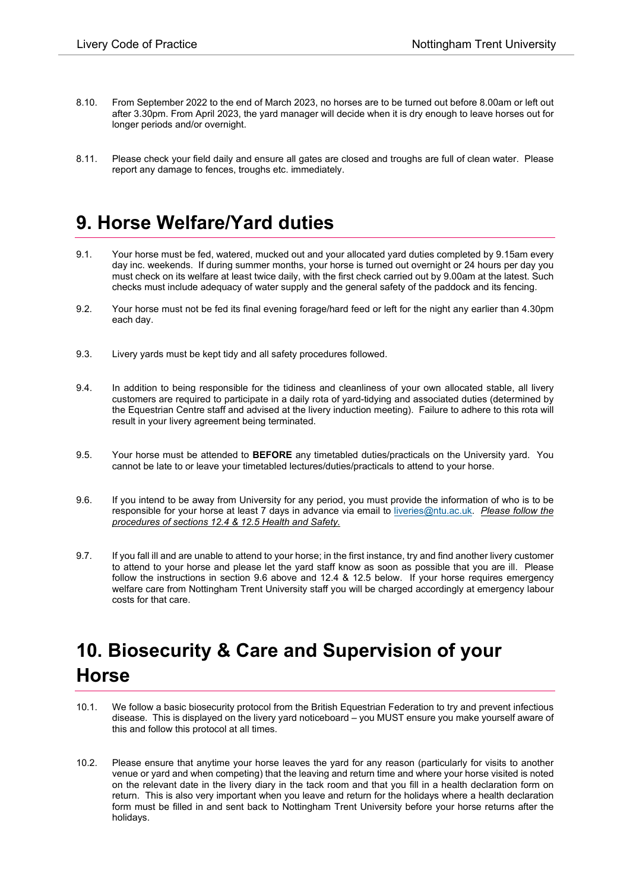8.10. From September 2022 to the end of March 2023, no horses are to be turned out before 8.00am or left out after 3.30pm. From April 2023, the yard manager will decide when it is dry enough to leave horses out for longer periods and/or overnight.

8.11. Please check your field daily and ensure all gates are closed and troughs are full of clean water. Please report any damage to fences, troughs etc. immediately.

# 9. Horse Welfare/Yard duties

9.1. Your horse must be fed, watered, mucked out and your allocated yard duties completed by 9.15am every day inc. weekends. If during summer months, your horse is turned out overnight or 24 hours per day you must check on its welfare at least twice daily, with the first check carried out by 9.00am at the latest. Such checks must include adequacy of water supply and the general safety of the paddock and its fencing.

9.2. Your horse must not be fed its final evening forage/hard feed or left for the night any earlier than 4.30pm each day.

9.3. Livery yards must be kept tidy and all safety procedures followed.

9.4. In addition to being responsible for the tidiness and cleanliness of your own allocated stable, all livery customers are required to participate in a daily rota of yard-tidying and associated duties (determined by the Equestrian Centre staff and advised at the livery induction meeting). Failure to adhere to this rota will result in your livery agreement being terminated.

9.5. Your horse must be attended to **BEFORE** any timetabled duties/practicals on the University yard. You cannot be late to or leave your timetabled lectures/duties/practicals to attend to your horse.

9.6. If you intend to be away from University for any period, you must provide the information of who is to be responsible for your horse at least 7 days in advance via email to liveries@ntu.ac.uk. *Please follow the procedures of sections 12.4 & 12.5 Health and Safety.*

9.7. If you fall ill and are unable to attend to your horse; in the first instance, try and find another livery customer to attend to your horse and please let the yard staff know as soon as possible that you are ill. Please follow the instructions in section 9.6 above and 12.4 & 12.5 below. If your horse requires emergency welfare care from Nottingham Trent University staff you will be charged accordingly at emergency labour costs for that care.

# 10. Biosecurity & Care and Supervision of your Horse

10.1. We follow a basic biosecurity protocol from the British Equestrian Federation to try and prevent infectious disease. This is displayed on the livery yard noticeboard – you MUST ensure you make yourself aware of this and follow this protocol at all times.

10.2. Please ensure that anytime your horse leaves the yard for any reason (particularly for visits to another venue or yard and when competing) that the leaving and return time and where your horse visited is noted on the relevant date in the livery diary in the tack room and that you fill in a health declaration form on return. This is also very important when you leave and return for the holidays where a health declaration form must be filled in and sent back to Nottingham Trent University before your horse returns after the holidays.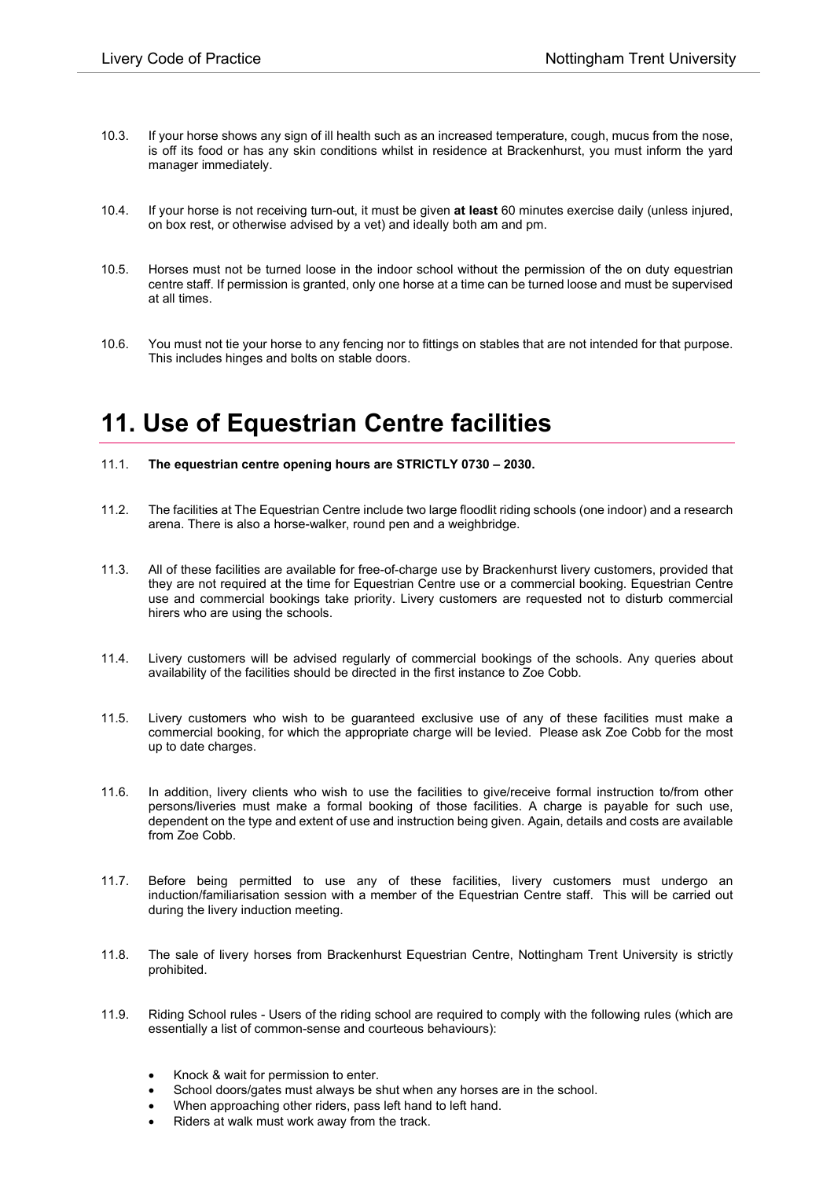10.3. If your horse shows any sign of ill health such as an increased temperature, cough, mucus from the nose, is off its food or has any skin conditions whilst in residence at Brackenhurst, you must inform the yard manager immediately.

10.4. If your horse is not receiving turn-out, it must be given **at least** 60 minutes exercise daily (unless injured, on box rest, or otherwise advised by a vet) and ideally both am and pm.

10.5. Horses must not be turned loose in the indoor school without the permission of the on duty equestrian centre staff. If permission is granted, only one horse at a time can be turned loose and must be supervised at all times.

10.6. You must not tie your horse to any fencing nor to fittings on stables that are not intended for that purpose. This includes hinges and bolts on stable doors.

# 11. Use of Equestrian Centre facilities

11.1. **The equestrian centre opening hours are STRICTLY 0730 – 2030.**

11.2. The facilities at The Equestrian Centre include two large floodlit riding schools (one indoor) and a research arena. There is also a horse-walker, round pen and a weighbridge.

11.3. All of these facilities are available for free-of-charge use by Brackenhurst livery customers, provided that they are not required at the time for Equestrian Centre use or a commercial booking. Equestrian Centre use and commercial bookings take priority. Livery customers are requested not to disturb commercial hirers who are using the schools.

11.4. Livery customers will be advised regularly of commercial bookings of the schools. Any queries about availability of the facilities should be directed in the first instance to Zoe Cobb.

11.5. Livery customers who wish to be guaranteed exclusive use of any of these facilities must make a commercial booking, for which the appropriate charge will be levied. Please ask Zoe Cobb for the most up to date charges.

11.6. In addition, livery clients who wish to use the facilities to give/receive formal instruction to/from other persons/liveries must make a formal booking of those facilities. A charge is payable for such use, dependent on the type and extent of use and instruction being given. Again, details and costs are available from Zoe Cobb.

11.7. Before being permitted to use any of these facilities, livery customers must undergo an induction/familiarisation session with a member of the Equestrian Centre staff. This will be carried out during the livery induction meeting.

11.8. The sale of livery horses from Brackenhurst Equestrian Centre, Nottingham Trent University is strictly prohibited.

11.9. Riding School rules - Users of the riding school are required to comply with the following rules (which are essentially a list of common-sense and courteous behaviours):

- Knock & wait for permission to enter.
- School doors/gates must always be shut when any horses are in the school.
- When approaching other riders, pass left hand to left hand.
- Riders at walk must work away from the track.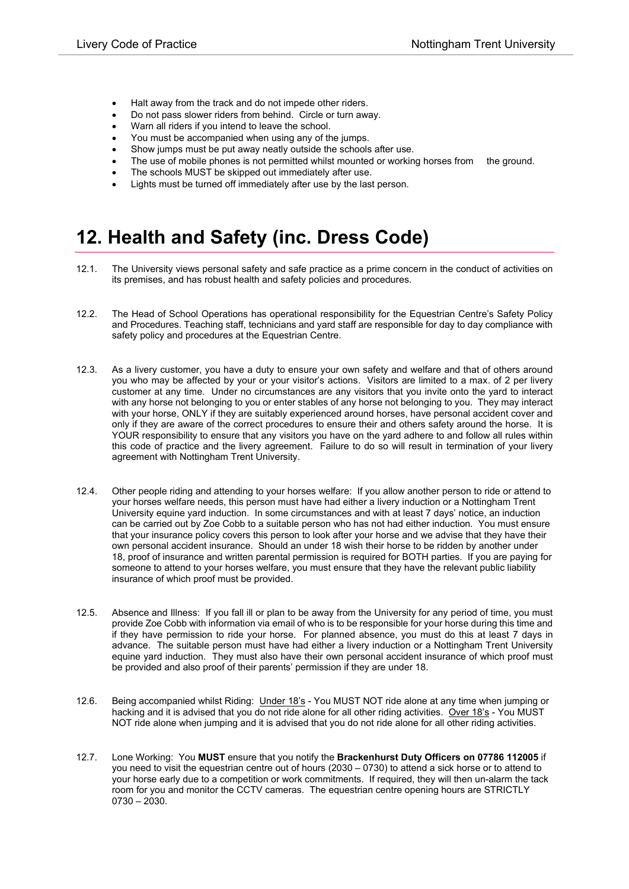- Halt away from the track and do not impede other riders.
- Do not pass slower riders from behind. Circle or turn away.
- Warn all riders if you intend to leave the school.
- You must be accompanied when using any of the jumps.
- Show jumps must be put away neatly outside the schools after use.
- The use of mobile phones is not permitted whilst mounted or working horses from the ground.
- The schools MUST be skipped out immediately after use.
- Lights must be turned off immediately after use by the last person.

# 12. Health and Safety (inc. Dress Code)

12.1. The University views personal safety and safe practice as a prime concern in the conduct of activities on its premises, and has robust health and safety policies and procedures.

12.2. The Head of School Operations has operational responsibility for the Equestrian Centre's Safety Policy and Procedures. Teaching staff, technicians and yard staff are responsible for day to day compliance with safety policy and procedures at the Equestrian Centre.

12.3. As a livery customer, you have a duty to ensure your own safety and welfare and that of others around you who may be affected by your or your visitor's actions. Visitors are limited to a max. of 2 per livery customer at any time. Under no circumstances are any visitors that you invite onto the yard to interact with any horse not belonging to you or enter stables of any horse not belonging to you. They may interact with your horse, ONLY if they are suitably experienced around horses, have personal accident cover and only if they are aware of the correct procedures to ensure their and others safety around the horse. It is YOUR responsibility to ensure that any visitors you have on the yard adhere to and follow all rules within this code of practice and the livery agreement. Failure to do so will result in termination of your livery agreement with Nottingham Trent University.

12.4. Other people riding and attending to your horses welfare: If you allow another person to ride or attend to your horses welfare needs, this person must have had either a livery induction or a Nottingham Trent University equine yard induction. In some circumstances and with at least 7 days' notice, an induction can be carried out by Zoe Cobb to a suitable person who has not had either induction. You must ensure that your insurance policy covers this person to look after your horse and we advise that they have their own personal accident insurance. Should an under 18 wish their horse to be ridden by another under 18, proof of insurance and written parental permission is required for BOTH parties. If you are paying for someone to attend to your horses welfare, you must ensure that they have the relevant public liability insurance of which proof must be provided.

12.5. Absence and Illness: If you fall ill or plan to be away from the University for any period of time, you must provide Zoe Cobb with information via email of who is to be responsible for your horse during this time and if they have permission to ride your horse. For planned absence, you must do this at least 7 days in advance. The suitable person must have had either a livery induction or a Nottingham Trent University equine yard induction. They must also have their own personal accident insurance of which proof must be provided and also proof of their parents' permission if they are under 18.

12.6. Being accompanied whilst Riding: Under 18's - You MUST NOT ride alone at any time when jumping or hacking and it is advised that you do not ride alone for all other riding activities. Over 18's - You MUST NOT ride alone when jumping and it is advised that you do not ride alone for all other riding activities.

12.7. Lone Working: You **MUST** ensure that you notify the **Brackenhurst Duty Officers on 07786 112005** if you need to visit the equestrian centre out of hours (2030 – 0730) to attend a sick horse or to attend to your horse early due to a competition or work commitments. If required, they will then un-alarm the tack room for you and monitor the CCTV cameras. The equestrian centre opening hours are STRICTLY 0730 – 2030.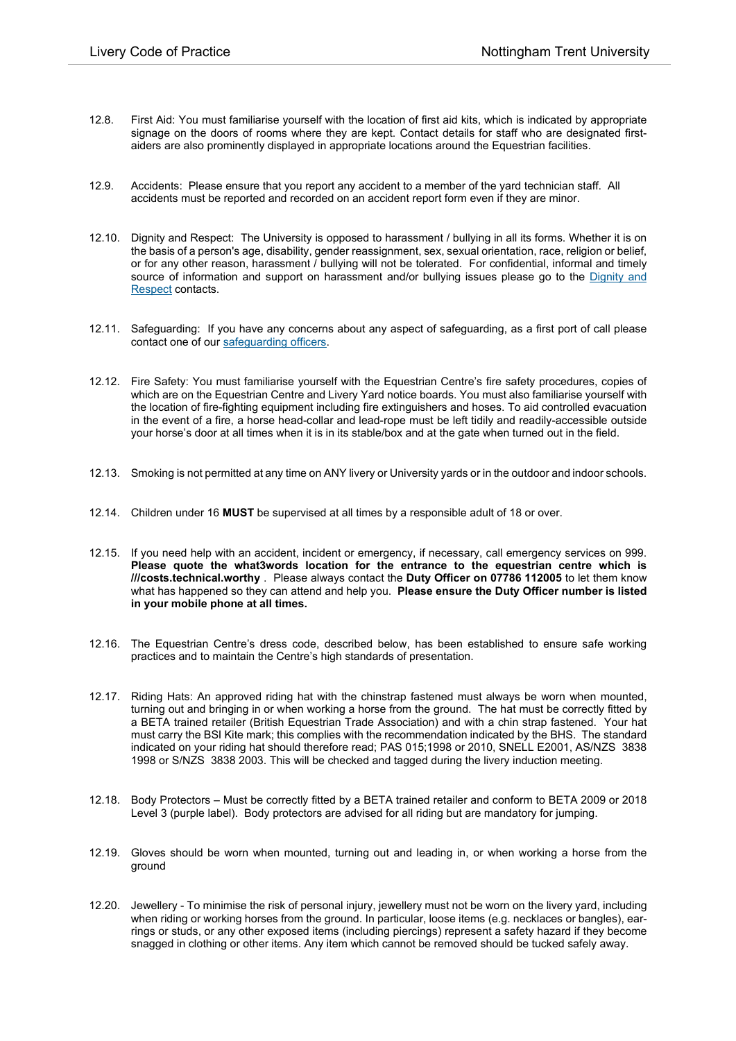12.8. First Aid: You must familiarise yourself with the location of first aid kits, which is indicated by appropriate signage on the doors of rooms where they are kept. Contact details for staff who are designated first-aiders are also prominently displayed in appropriate locations around the Equestrian facilities.

12.9. Accidents: Please ensure that you report any accident to a member of the yard technician staff. All accidents must be reported and recorded on an accident report form even if they are minor.

12.10. Dignity and Respect: The University is opposed to harassment / bullying in all its forms. Whether it is on the basis of a person's age, disability, gender reassignment, sex, sexual orientation, race, religion or belief, or for any other reason, harassment / bullying will not be tolerated. For confidential, informal and timely source of information and support on harassment and/or bullying issues please go to the Dignity and Respect contacts.

12.11. Safeguarding: If you have any concerns about any aspect of safeguarding, as a first port of call please contact one of our safeguarding officers.

12.12. Fire Safety: You must familiarise yourself with the Equestrian Centre's fire safety procedures, copies of which are on the Equestrian Centre and Livery Yard notice boards. You must also familiarise yourself with the location of fire-fighting equipment including fire extinguishers and hoses. To aid controlled evacuation in the event of a fire, a horse head-collar and lead-rope must be left tidily and readily-accessible outside your horse's door at all times when it is in its stable/box and at the gate when turned out in the field.

12.13. Smoking is not permitted at any time on ANY livery or University yards or in the outdoor and indoor schools.

12.14. Children under 16 **MUST** be supervised at all times by a responsible adult of 18 or over.

12.15. If you need help with an accident, incident or emergency, if necessary, call emergency services on 999. **Please quote the what3words location for the entrance to the equestrian centre which is ///costs.technical.worthy** . Please always contact the **Duty Officer on 07786 112005** to let them know what has happened so they can attend and help you. **Please ensure the Duty Officer number is listed in your mobile phone at all times.**

12.16. The Equestrian Centre's dress code, described below, has been established to ensure safe working practices and to maintain the Centre's high standards of presentation.

12.17. Riding Hats: An approved riding hat with the chinstrap fastened must always be worn when mounted, turning out and bringing in or when working a horse from the ground. The hat must be correctly fitted by a BETA trained retailer (British Equestrian Trade Association) and with a chin strap fastened. Your hat must carry the BSI Kite mark; this complies with the recommendation indicated by the BHS. The standard indicated on your riding hat should therefore read; PAS 015;1998 or 2010, SNELL E2001, AS/NZS 3838 1998 or S/NZS 3838 2003. This will be checked and tagged during the livery induction meeting.

12.18. Body Protectors – Must be correctly fitted by a BETA trained retailer and conform to BETA 2009 or 2018 Level 3 (purple label). Body protectors are advised for all riding but are mandatory for jumping.

12.19. Gloves should be worn when mounted, turning out and leading in, or when working a horse from the ground

12.20. Jewellery - To minimise the risk of personal injury, jewellery must not be worn on the livery yard, including when riding or working horses from the ground. In particular, loose items (e.g. necklaces or bangles), ear-rings or studs, or any other exposed items (including piercings) represent a safety hazard if they become snagged in clothing or other items. Any item which cannot be removed should be tucked safely away.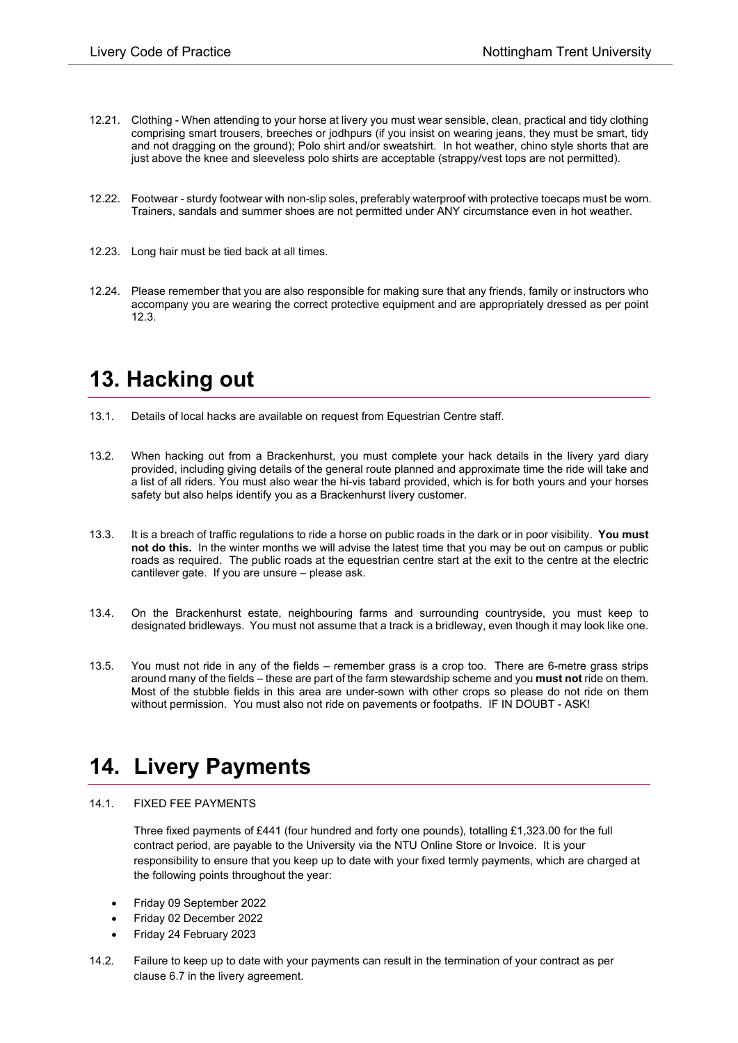12.21. Clothing - When attending to your horse at livery you must wear sensible, clean, practical and tidy clothing comprising smart trousers, breeches or jodhpurs (if you insist on wearing jeans, they must be smart, tidy and not dragging on the ground); Polo shirt and/or sweatshirt. In hot weather, chino style shorts that are just above the knee and sleeveless polo shirts are acceptable (strappy/vest tops are not permitted).

12.22. Footwear - sturdy footwear with non-slip soles, preferably waterproof with protective toecaps must be worn. Trainers, sandals and summer shoes are not permitted under ANY circumstance even in hot weather.

12.23. Long hair must be tied back at all times.

12.24. Please remember that you are also responsible for making sure that any friends, family or instructors who accompany you are wearing the correct protective equipment and are appropriately dressed as per point 12.3.

# 13. Hacking out

13.1. Details of local hacks are available on request from Equestrian Centre staff.

13.2. When hacking out from a Brackenhurst, you must complete your hack details in the livery yard diary provided, including giving details of the general route planned and approximate time the ride will take and a list of all riders. You must also wear the hi-vis tabard provided, which is for both yours and your horses safety but also helps identify you as a Brackenhurst livery customer.

13.3. It is a breach of traffic regulations to ride a horse on public roads in the dark or in poor visibility. **You must not do this.** In the winter months we will advise the latest time that you may be out on campus or public roads as required. The public roads at the equestrian centre start at the exit to the centre at the electric cantilever gate. If you are unsure – please ask.

13.4. On the Brackenhurst estate, neighbouring farms and surrounding countryside, you must keep to designated bridleways. You must not assume that a track is a bridleway, even though it may look like one.

13.5. You must not ride in any of the fields – remember grass is a crop too. There are 6-metre grass strips around many of the fields – these are part of the farm stewardship scheme and you **must not** ride on them. Most of the stubble fields in this area are under-sown with other crops so please do not ride on them without permission. You must also not ride on pavements or footpaths. IF IN DOUBT - ASK!

# 14. Livery Payments

14.1. FIXED FEE PAYMENTS

Three fixed payments of £441 (four hundred and forty one pounds), totalling £1,323.00 for the full contract period, are payable to the University via the NTU Online Store or Invoice. It is your responsibility to ensure that you keep up to date with your fixed termly payments, which are charged at the following points throughout the year:

- Friday 09 September 2022
- Friday 02 December 2022
- Friday 24 February 2023

14.2. Failure to keep up to date with your payments can result in the termination of your contract as per clause 6.7 in the livery agreement.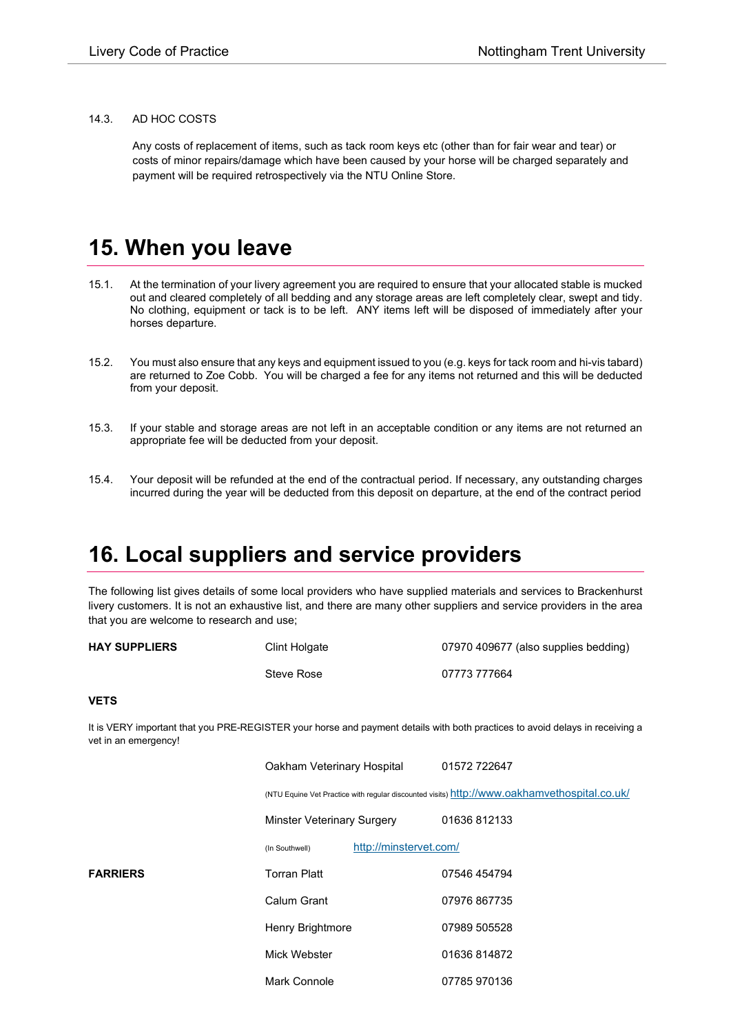14.3. AD HOC COSTS

Any costs of replacement of items, such as tack room keys etc (other than for fair wear and tear) or costs of minor repairs/damage which have been caused by your horse will be charged separately and payment will be required retrospectively via the NTU Online Store.

# 15. When you leave

15.1. At the termination of your livery agreement you are required to ensure that your allocated stable is mucked out and cleared completely of all bedding and any storage areas are left completely clear, swept and tidy. No clothing, equipment or tack is to be left. ANY items left will be disposed of immediately after your horses departure.

15.2. You must also ensure that any keys and equipment issued to you (e.g. keys for tack room and hi-vis tabard) are returned to Zoe Cobb. You will be charged a fee for any items not returned and this will be deducted from your deposit.

15.3. If your stable and storage areas are not left in an acceptable condition or any items are not returned an appropriate fee will be deducted from your deposit.

15.4. Your deposit will be refunded at the end of the contractual period. If necessary, any outstanding charges incurred during the year will be deducted from this deposit on departure, at the end of the contract period

# 16. Local suppliers and service providers

The following list gives details of some local providers who have supplied materials and services to Brackenhurst livery customers. It is not an exhaustive list, and there are many other suppliers and service providers in the area that you are welcome to research and use;

| **HAY SUPPLIERS** | Clint Holgate | 07970 409677 (also supplies bedding) |
|---|---|---|
| | Steve Rose | 07773 777664 |

**VETS**

It is VERY important that you PRE-REGISTER your horse and payment details with both practices to avoid delays in receiving a vet in an emergency!

| | | |
|---|---|---|
| | Oakham Veterinary Hospital | 01572 722647 |
| | (NTU Equine Vet Practice with regular discounted visits) | http://www.oakhamvethospital.co.uk/ |
| | Minster Veterinary Surgery | 01636 812133 |
| | (In Southwell) | http://minstervet.com/ |

| **FARRIERS** | Torran Platt | 07546 454794 |
|---|---|---|
| | Calum Grant | 07976 867735 |
| | Henry Brightmore | 07989 505528 |
| | Mick Webster | 01636 814872 |
| | Mark Connole | 07785 970136 |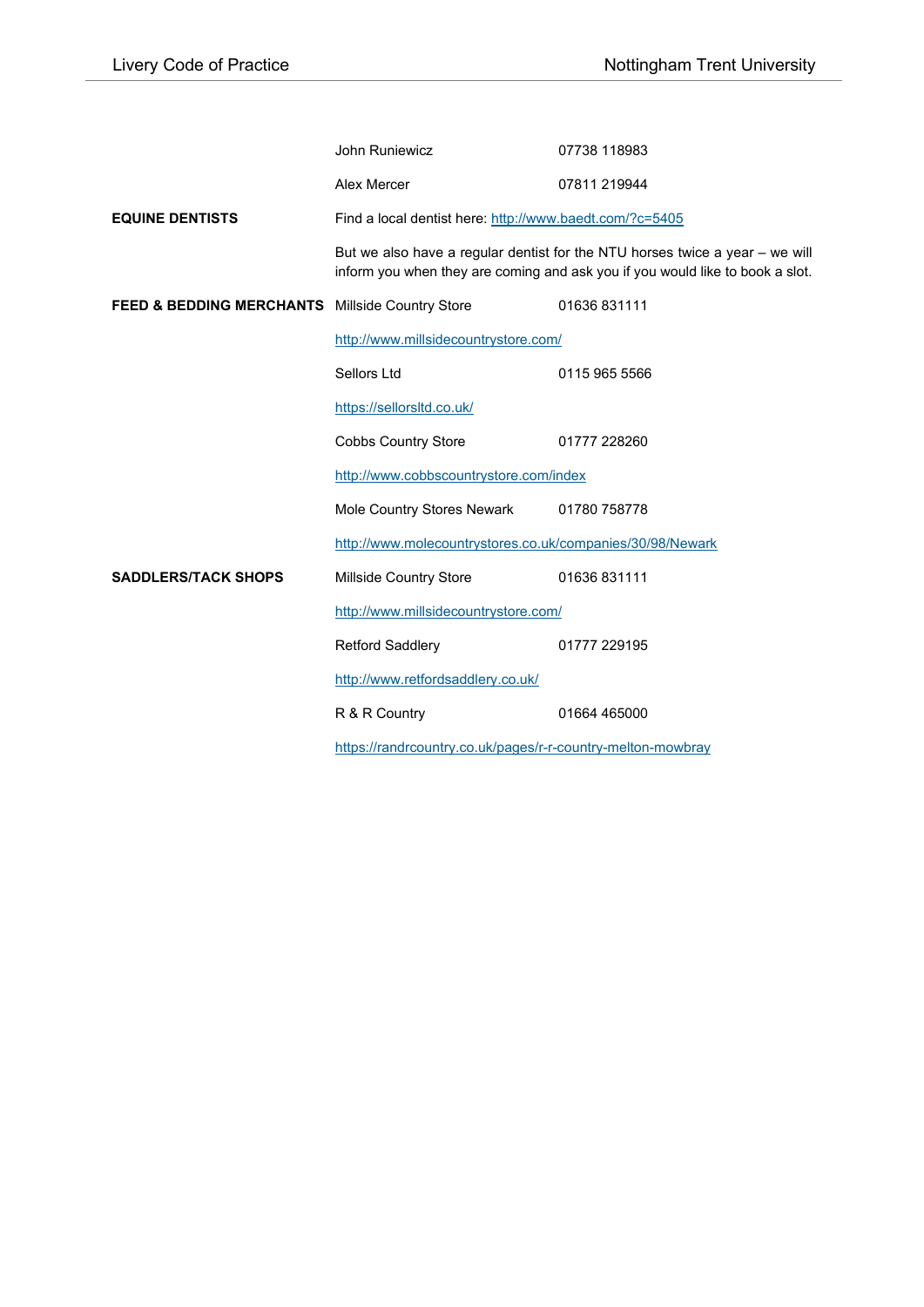| | | |
|---|---|---|
| | John Runiewicz | 07738 118983 |
| | Alex Mercer | 07811 219944 |
| **EQUINE DENTISTS** | Find a local dentist here: http://www.baedt.com/?c=5405 | |
| | But we also have a regular dentist for the NTU horses twice a year – we will inform you when they are coming and ask you if you would like to book a slot. | |
| **FEED & BEDDING MERCHANTS** | Millside Country Store | 01636 831111 |
| | http://www.millsidecountrystore.com/ | |
| | Sellors Ltd | 0115 965 5566 |
| | https://sellorsltd.co.uk/ | |
| | Cobbs Country Store | 01777 228260 |
| | http://www.cobbscountrystore.com/index | |
| | Mole Country Stores Newark | 01780 758778 |
| | http://www.molecountrystores.co.uk/companies/30/98/Newark | |
| **SADDLERS/TACK SHOPS** | Millside Country Store | 01636 831111 |
| | http://www.millsidecountrystore.com/ | |
| | Retford Saddlery | 01777 229195 |
| | http://www.retfordsaddlery.co.uk/ | |
| | R & R Country | 01664 465000 |
| | https://randrcountry.co.uk/pages/r-r-country-melton-mowbray | |